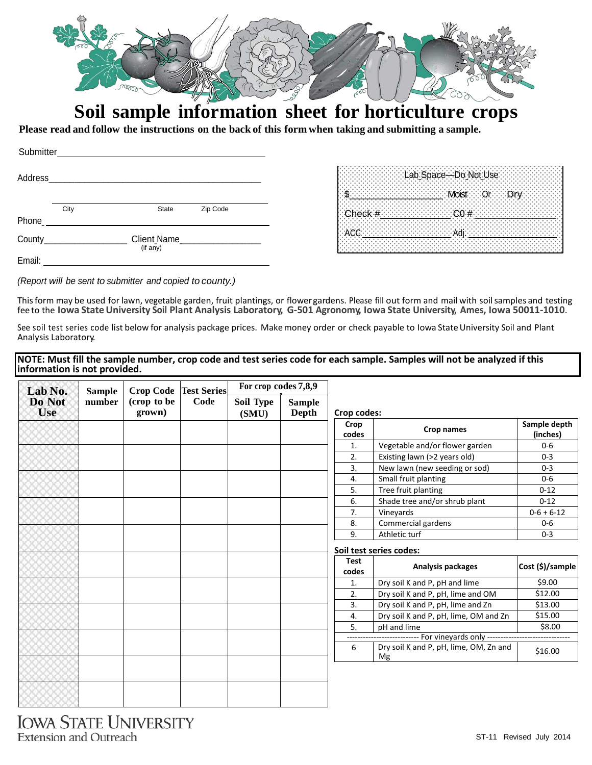# Soil sample information sheet for horticulture crops

**Please read and follow the instructions on the back of this form when taking and submitting a sample.**

Submitter\_\_\_\_\_\_\_\_\_\_\_\_\_\_\_\_\_\_\_\_\_\_\_\_\_\_\_\_\_\_\_\_\_\_\_\_\_\_\_\_\_\_\_\_

Address\_\_\_\_\_\_\_\_\_\_\_\_\_\_\_\_\_\_\_\_\_\_\_\_\_\_\_\_\_\_\_\_\_\_\_\_\_\_\_\_\_\_\_\_

City State Zip Code

Phone\_\_\_\_\_\_\_\_\_\_\_\_\_\_\_\_\_\_\_\_\_\_\_\_\_\_\_\_\_\_\_\_\_\_\_\_\_\_\_\_\_\_\_\_

County\_\_\_\_\_\_\_\_\_\_\_\_\_\_\_\_\_\_ Client Name\_\_\_\_\_\_\_\_\_\_\_\_\_\_\_\_\_\_ (if any)

Email: \_\_\_\_\_\_\_\_\_\_\_\_\_\_\_\_\_\_\_\_\_\_\_\_\_\_\_\_\_\_\_\_\_\_\_\_\_\_\_\_\_\_\_\_

| Lab Space—Do Not Use | |
|---|---|
| $\_\_\_\_\_\_\_\_\_\_\_\_ | Moist Or Dry |
| Check #\_\_\_\_\_\_\_\_\_\_\_\_ | C0 #\_\_\_\_\_\_\_\_\_\_\_\_ |
| ACC\_\_\_\_\_\_\_\_\_\_\_\_ | Adj.\_\_\_\_\_\_\_\_\_\_\_\_ |

*(Report will be sent to submitter and copied to county.)*

This form may be used for lawn, vegetable garden, fruit plantings, or flower gardens. Please fill out form and mail with soil samples and testing fee to the **Iowa State University Soil Plant Analysis Laboratory, G-501 Agronomy, Iowa State University, Ames, Iowa 50011-1010**.

See soil test series code list below for analysis package prices. Make money order or check payable to Iowa State University Soil and Plant Analysis Laboratory.

**NOTE: Must fill the sample number, crop code and test series code for each sample. Samples will not be analyzed if this information is not provided.**

| Lab No. Do Not Use | Sample number | Crop Code (crop to be grown) | Test Series Code | For crop codes 7,8,9 | |
|---|---|---|---|---|---|
| | | | | Soil Type (SMU) | Sample Depth |
| | | | | | |
| | | | | | |
| | | | | | |
| | | | | | |
| | | | | | |
| | | | | | |
| | | | | | |
| | | | | | |
| | | | | | |
| | | | | | |
| | | | | | |

**Crop codes:**

| Crop codes | Crop names | Sample depth (inches) |
|---|---|---|
| 1. | Vegetable and/or flower garden | 0-6 |
| 2. | Existing lawn (>2 years old) | 0-3 |
| 3. | New lawn (new seeding or sod) | 0-3 |
| 4. | Small fruit planting | 0-6 |
| 5. | Tree fruit planting | 0-12 |
| 6. | Shade tree and/or shrub plant | 0-12 |
| 7. | Vineyards | 0-6 + 6-12 |
| 8. | Commercial gardens | 0-6 |
| 9. | Athletic turf | 0-3 |

**Soil test series codes:**

| Test codes | Analysis packages | Cost ($)/sample |
|---|---|---|
| 1. | Dry soil K and P, pH and lime | $9.00 |
| 2. | Dry soil K and P, pH, lime and OM | $12.00 |
| 3. | Dry soil K and P, pH, lime and Zn | $13.00 |
| 4. | Dry soil K and P, pH, lime, OM and Zn | $15.00 |
| 5. | pH and lime | $8.00 |
| | For vineyards only | |
| 6 | Dry soil K and P, pH, lime, OM, Zn and Mg | $16.00 |

IOWA STATE UNIVERSITY Extension and Outreach

ST-11 Revised July 2014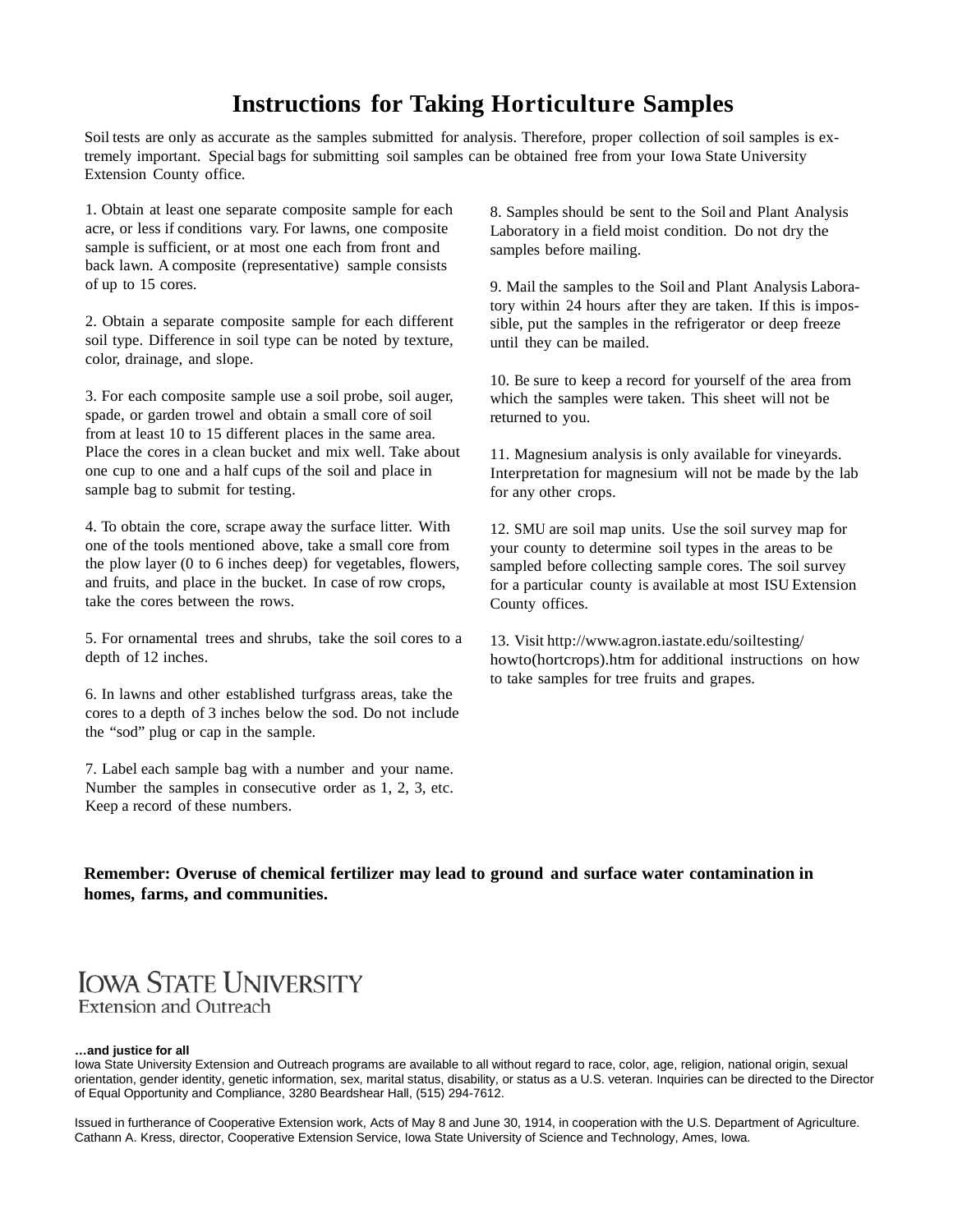# Instructions for Taking Horticulture Samples

Soil tests are only as accurate as the samples submitted for analysis. Therefore, proper collection of soil samples is extremely important. Special bags for submitting soil samples can be obtained free from your Iowa State University Extension County office.

1. Obtain at least one separate composite sample for each acre, or less if conditions vary. For lawns, one composite sample is sufficient, or at most one each from front and back lawn. A composite (representative) sample consists of up to 15 cores.

2. Obtain a separate composite sample for each different soil type. Difference in soil type can be noted by texture, color, drainage, and slope.

3. For each composite sample use a soil probe, soil auger, spade, or garden trowel and obtain a small core of soil from at least 10 to 15 different places in the same area. Place the cores in a clean bucket and mix well. Take about one cup to one and a half cups of the soil and place in sample bag to submit for testing.

4. To obtain the core, scrape away the surface litter. With one of the tools mentioned above, take a small core from the plow layer (0 to 6 inches deep) for vegetables, flowers, and fruits, and place in the bucket. In case of row crops, take the cores between the rows.

5. For ornamental trees and shrubs, take the soil cores to a depth of 12 inches.

6. In lawns and other established turfgrass areas, take the cores to a depth of 3 inches below the sod. Do not include the "sod" plug or cap in the sample.

7. Label each sample bag with a number and your name. Number the samples in consecutive order as 1, 2, 3, etc. Keep a record of these numbers.

8. Samples should be sent to the Soil and Plant Analysis Laboratory in a field moist condition. Do not dry the samples before mailing.

9. Mail the samples to the Soil and Plant Analysis Laboratory within 24 hours after they are taken. If this is impossible, put the samples in the refrigerator or deep freeze until they can be mailed.

10. Be sure to keep a record for yourself of the area from which the samples were taken. This sheet will not be returned to you.

11. Magnesium analysis is only available for vineyards. Interpretation for magnesium will not be made by the lab for any other crops.

12. SMU are soil map units. Use the soil survey map for your county to determine soil types in the areas to be sampled before collecting sample cores. The soil survey for a particular county is available at most ISU Extension County offices.

13. Visit http://www.agron.iastate.edu/soiltesting/howto(hortcrops).htm for additional instructions on how to take samples for tree fruits and grapes.

**Remember: Overuse of chemical fertilizer may lead to ground and surface water contamination in homes, farms, and communities.**

IOWA STATE UNIVERSITY
Extension and Outreach

**…and justice for all**
Iowa State University Extension and Outreach programs are available to all without regard to race, color, age, religion, national origin, sexual orientation, gender identity, genetic information, sex, marital status, disability, or status as a U.S. veteran. Inquiries can be directed to the Director of Equal Opportunity and Compliance, 3280 Beardshear Hall, (515) 294-7612.

Issued in furtherance of Cooperative Extension work, Acts of May 8 and June 30, 1914, in cooperation with the U.S. Department of Agriculture. Cathann A. Kress, director, Cooperative Extension Service, Iowa State University of Science and Technology, Ames, Iowa.